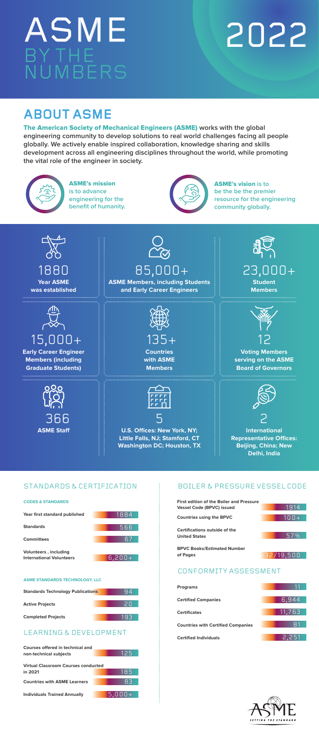# ASME BY THE NUMBERS 2022

## ABOUT ASME

**The American Society of Mechanical Engineers (ASME) works with the global engineering community to develop solutions to real world challenges facing all people globally. We actively enable inspired collaboration, knowledge sharing and skills development across all engineering disciplines throughout the world, while promoting the vital role of the engineer in society.**

**ASME's mission** is to advance engineering for the benefit of humanity.

**ASME's vision** is to be the be the premier resource for the engineering community globally.

1880
**Year ASME was established**

85,000+
**ASME Members, including Students and Early Career Engineers**

23,000+
**Student Members**

15,000+
**Early Career Engineer Members (including Graduate Students)**

135+
**Countries with ASME Members**

12
**Voting Members serving on the ASME Board of Governors**

366
**ASME Staff**

5
**U.S. Offices: New York, NY; Little Falls, NJ; Stamford, CT Washington DC; Houston, TX**

2
**International Representative Offices: Beijing, China; New Delhi, India**

## STANDARDS & CERTIFICATION

### CODES & STANDARDS

| | |
|---|---|
| Year first standard published | 1884 |
| Standards | 566 |
| Committees | 67 |
| Volunteers , including International Volunteers | 6,200+ |

### ASME STANDARDS TECHNOLOGY, LLC

| | |
|---|---|
| Standards Technology Publications | 94 |
| Active Projects | 20 |
| Completed Projects | 193 |

## LEARNING & DEVELOPMENT

| | |
|---|---|
| Courses offered in technical and non-technical subjects | 125 |
| Virtual Classroom Courses conducted in 2021 | 185 |
| Countries with ASME Learners | 83 |
| Individuals Trained Annually | 5,000+ |

## BOILER & PRESSURE VESSEL CODE

| | |
|---|---|
| First edition of the Boiler and Pressure Vessel Code (BPVC) issued | 1914 |
| Countries using the BPVC | 100+ |
| Certifications outside of the United States | 57% |
| BPVC Books/Estimated Number of Pages | 32/19,500 |

## CONFORMITY ASSESSMENT

| | |
|---|---|
| Programs | 11 |
| Certified Companies | 6,944 |
| Certificates | 11,763 |
| Countries with Certified Companies | 81 |
| Certified Individuals | 2,251 |

ASME SETTING THE STANDARD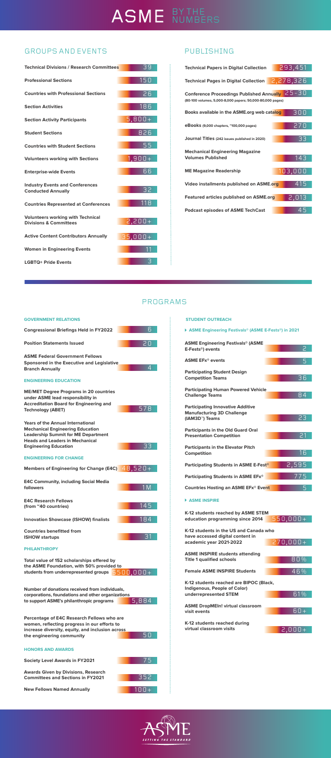# ASME BY THE NUMBERS

## GROUPS AND EVENTS

| Item | Number |
|---|---|
| Technical Divisions / Research Committees | 39 |
| Professional Sections | 150 |
| Countries with Professional Sections | 26 |
| Section Activities | 186 |
| Section Activity Participants | 5,800+ |
| Student Sections | 826 |
| Countries with Student Sections | 55 |
| Volunteers working with Sections | 1,900+ |
| Enterprise-wide Events | 66 |
| Industry Events and Conferences Conducted Annually | 32 |
| Countries Represented at Conferences | 118 |
| Volunteers working with Technical Divisions & Committees | 2,200+ |
| Active Content Contributors Annually | 35,000+ |
| Women in Engineering Events | 11 |
| LGBTQ+ Pride Events | 3 |

## PUBLISHING

| Item | Number |
|---|---|
| Technical Papers in Digital Collection | 293,451 |
| Technical Pages in Digital Collection | 2,278,326 |
| Conference Proceedings Published Annually (80-100 volumes, 5,000-8,000 papers; 50,000-80,000 pages) | 25-30 |
| Books available in the ASME.org web catalog | 300 |
| eBooks (9,000 chapters, ~100,000 pages) | 270 |
| Journal Titles (242 issues published in 2020) | 33 |
| Mechanical Engineering Magazine Volumes Published | 143 |
| ME Magazine Readership | 103,000 |
| Video installments published on ASME.org | 415 |
| Featured articles published on ASME.org | 2,013 |
| Podcast episodes of ASME TechCast | 45 |

## PROGRAMS

### GOVERNMENT RELATIONS

| Item | Number |
|---|---|
| Congressional Briefings Held in FY2022 | 6 |
| Position Statements Issued | 20 |
| ASME Federal Government Fellows Sponsored in the Executive and Legislative Branch Annually | 4 |

### ENGINEERING EDUCATION

| Item | Number |
|---|---|
| ME/MET Degree Programs in 20 countries under ASME lead responsibility in Accreditation Board for Engineering and Technology (ABET) | 578 |
| Years of the Annual International Mechanical Engineering Education Leadership Summit for ME Department Heads and Leaders in Mechanical Engineering Education | 33 |

### ENGINEERING FOR CHANGE

| Item | Number |
|---|---|
| Members of Engineering for Change (E4C) | 48,520+ |
| E4C Community, including Social Media followers | 1M |
| E4C Research Fellows (from ~40 countries) | 145 |
| Innovation Showcase (ISHOW) finalists | 184 |
| Countries benefitted from ISHOW startups | 31 |

### PHILANTHROPY

| Item | Number |
|---|---|
| Total value of 152 scholarships offered by the ASME Foundation, with 50% provided to students from underrepresented groups | $500,000+ |
| Number of donations received from individuals, corporations, foundations and other organizations to support ASME's philanthropic programs | 5,884 |
| Percentage of E4C Research Fellows who are women, reflecting progress in our efforts to increase diversity, equity, and inclusion across the engineering community | 50 |

### HONORS AND AWARDS

| Item | Number |
|---|---|
| Society Level Awards in FY2021 | 75 |
| Awards Given by Divisions, Research Committees and Sections in FY2021 | 352 |
| New Fellows Named Annually | 100+ |

### STUDENT OUTREACH

**ASME Engineering Festivals® (ASME E-Fests®) in 2021**

| Item | Number |
|---|---|
| ASME Engineering Festivals® (ASME E-Fests®) events | 2 |
| ASME EFx® events | 5 |
| Participating Student Design Competition Teams | 36 |
| Participating Human Powered Vehicle Challenge Teams | 84 |
| Participating Innovative Additive Manufacturing 3D Challenge (IAM3D™) Teams | 23 |
| Participants in the Old Guard Oral Presentation Competition | 21 |
| Participants in the Elevator Pitch Competition | 16 |
| Participating Students in ASME E-Fest® | 2,595 |
| Participating Students in ASME EFx® | 775 |
| Countries Hosting an ASME EFx® Event | 5 |

**ASME INSPIRE**

| Item | Number |
|---|---|
| K-12 students reached by ASME STEM education programming since 2014 | 550,000+ |
| K-12 students in the US and Canada who have accessed digital content in academic year 2021-2022 | 270,000+ |
| ASME INSPIRE students attending Title 1 qualified schools | 80% |
| Female ASME INSPIRE Students | 46% |
| K-12 students reached are BIPOC (Black, Indigenous, People of Color) underrepresented STEM | 61% |
| ASME DropMEIn! virtual classroom visit events | 60+ |
| K-12 students reached during virtual classroom visits | 2,000+ |

ASME SETTING THE STANDARD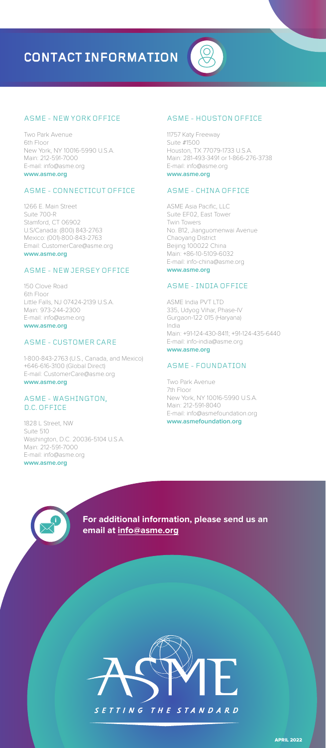# CONTACT INFORMATION

## ASME - NEW YORK OFFICE

Two Park Avenue
6th Floor
New York, NY 10016-5990 U.S.A.
Main: 212-591-7000
E-mail: info@asme.org
**www.asme.org**

## ASME - CONNECTICUT OFFICE

1266 E. Main Street
Suite 700-R
Stamford, CT 06902
U.S/Canada: (800) 843-2763
Mexico: (001)-800-843-2763
Email: CustomerCare@asme.org
**www.asme.org**

## ASME - NEW JERSEY OFFICE

150 Clove Road
6th Floor
Little Falls, NJ 07424-2139 U.S.A.
Main: 973-244-2300
E-mail: info@asme.org
**www.asme.org**

## ASME - CUSTOMER CARE

1-800-843-2763 (U.S., Canada, and Mexico)
+646-616-3100 (Global Direct)
E-mail: CustomerCare@asme.org
**www.asme.org**

## ASME - WASHINGTON, D.C. OFFICE

1828 L Street, NW
Suite 510
Washington, D.C. 20036-5104 U.S.A.
Main: 212-591-7000
E-mail: info@asme.org
**www.asme.org**

## ASME - HOUSTON OFFICE

11757 Katy Freeway
Suite #1500
Houston, TX 77079-1733 U.S.A.
Main: 281-493-3491 or 1-866-276-3738
E-mail: info@asme.org
**www.asme.org**

## ASME - CHINA OFFICE

ASME Asia Pacific, LLC
Suite EF02, East Tower
Twin Towers
No. B12, Jianguomenwai Avenue
Chaoyang District
Beijing 100022 China
Main: +86-10-5109-6032
E-mail: info-china@asme.org
**www.asme.org**

## ASME - INDIA OFFICE

ASME India PVT LTD
335, Udyog Vihar, Phase-IV
Gurgaon-122 015 (Haryana)
India
Main: +91-124-430-8411; +91-124-435-6440
E-mail: info-india@asme.org
**www.asme.org**

## ASME - FOUNDATION

Two Park Avenue
7th Floor
New York, NY 10016-5990 U.S.A.
Main: 212-591-8040
E-mail: info@asmefoundation.org
**www.asmefoundation.org**

**For additional information, please send us an email at info@asme.org**

ASME

SETTING THE STANDARD

APRIL 2022